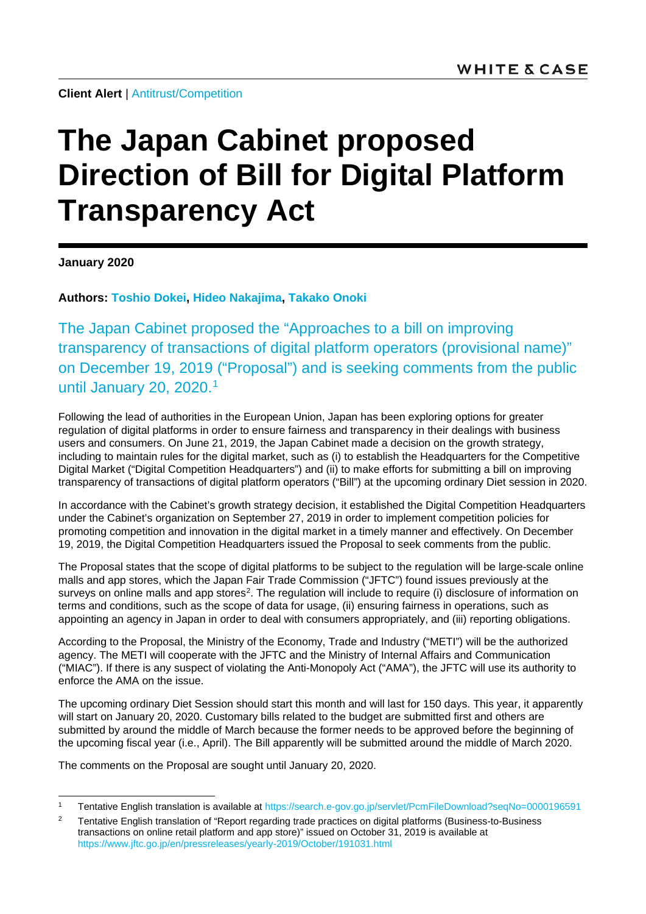WHITE & CASE

**Client Alert** | Antitrust/Competition

# The Japan Cabinet proposed Direction of Bill for Digital Platform Transparency Act

**January 2020**

**Authors: Toshio Dokei, Hideo Nakajima, Takako Onoki**

The Japan Cabinet proposed the "Approaches to a bill on improving transparency of transactions of digital platform operators (provisional name)" on December 19, 2019 ("Proposal") and is seeking comments from the public until January 20, 2020.[1]

Following the lead of authorities in the European Union, Japan has been exploring options for greater regulation of digital platforms in order to ensure fairness and transparency in their dealings with business users and consumers. On June 21, 2019, the Japan Cabinet made a decision on the growth strategy, including to maintain rules for the digital market, such as (i) to establish the Headquarters for the Competitive Digital Market ("Digital Competition Headquarters") and (ii) to make efforts for submitting a bill on improving transparency of transactions of digital platform operators ("Bill") at the upcoming ordinary Diet session in 2020.

In accordance with the Cabinet's growth strategy decision, it established the Digital Competition Headquarters under the Cabinet's organization on September 27, 2019 in order to implement competition policies for promoting competition and innovation in the digital market in a timely manner and effectively. On December 19, 2019, the Digital Competition Headquarters issued the Proposal to seek comments from the public.

The Proposal states that the scope of digital platforms to be subject to the regulation will be large-scale online malls and app stores, which the Japan Fair Trade Commission ("JFTC") found issues previously at the surveys on online malls and app stores[2]. The regulation will include to require (i) disclosure of information on terms and conditions, such as the scope of data for usage, (ii) ensuring fairness in operations, such as appointing an agency in Japan in order to deal with consumers appropriately, and (iii) reporting obligations.

According to the Proposal, the Ministry of the Economy, Trade and Industry ("METI") will be the authorized agency. The METI will cooperate with the JFTC and the Ministry of Internal Affairs and Communication ("MIAC"). If there is any suspect of violating the Anti-Monopoly Act ("AMA"), the JFTC will use its authority to enforce the AMA on the issue.

The upcoming ordinary Diet Session should start this month and will last for 150 days. This year, it apparently will start on January 20, 2020. Customary bills related to the budget are submitted first and others are submitted by around the middle of March because the former needs to be approved before the beginning of the upcoming fiscal year (i.e., April). The Bill apparently will be submitted around the middle of March 2020.

The comments on the Proposal are sought until January 20, 2020.

---

[1] Tentative English translation is available at https://search.e-gov.go.jp/servlet/PcmFileDownload?seqNo=0000196591

[2] Tentative English translation of "Report regarding trade practices on digital platforms (Business-to-Business transactions on online retail platform and app store)" issued on October 31, 2019 is available at https://www.jftc.go.jp/en/pressreleases/yearly-2019/October/191031.html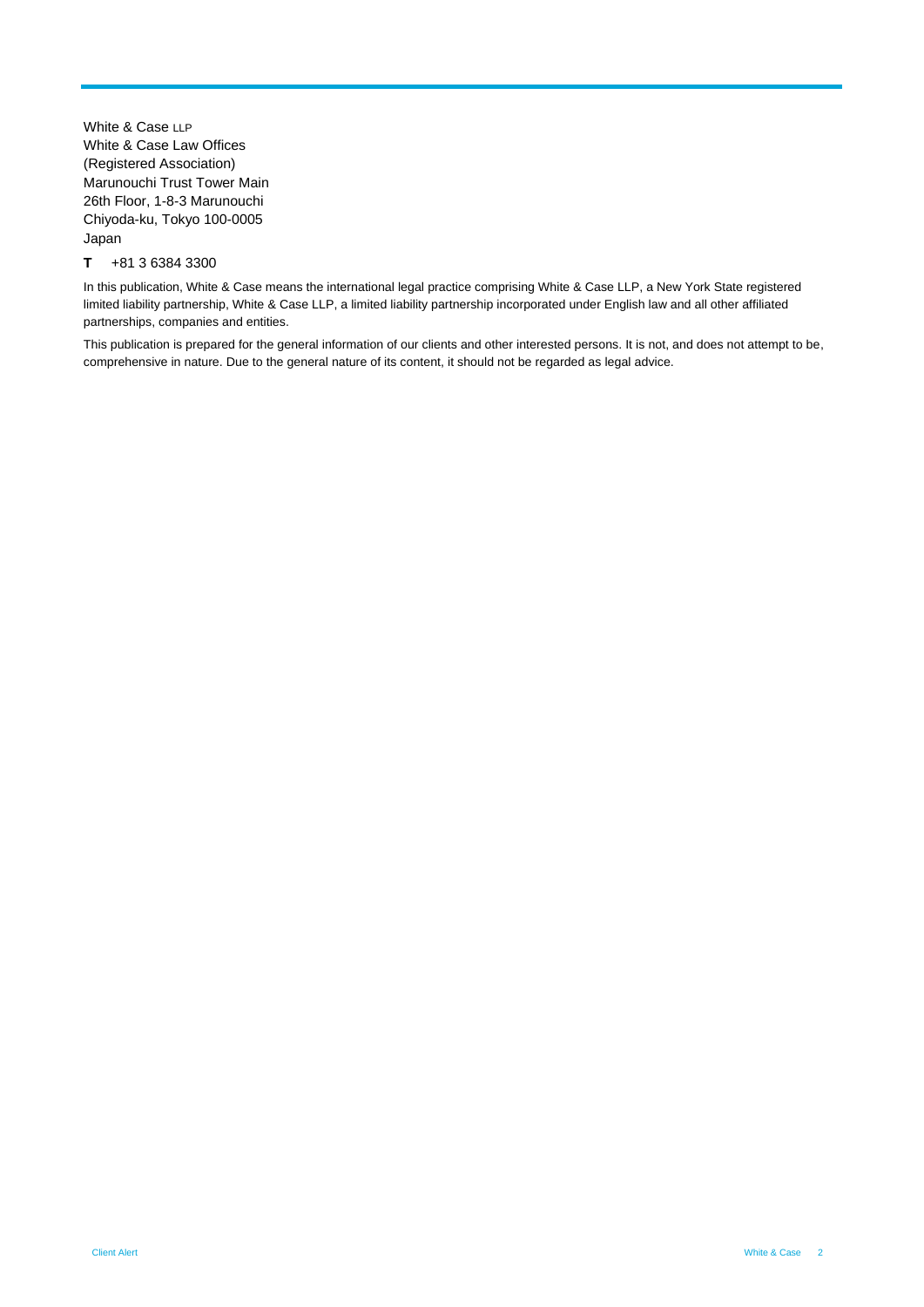White & Case LLP
White & Case Law Offices
(Registered Association)
Marunouchi Trust Tower Main
26th Floor, 1-8-3 Marunouchi
Chiyoda-ku, Tokyo 100-0005
Japan

**T** +81 3 6384 3300

In this publication, White & Case means the international legal practice comprising White & Case LLP, a New York State registered limited liability partnership, White & Case LLP, a limited liability partnership incorporated under English law and all other affiliated partnerships, companies and entities.

This publication is prepared for the general information of our clients and other interested persons. It is not, and does not attempt to be, comprehensive in nature. Due to the general nature of its content, it should not be regarded as legal advice.